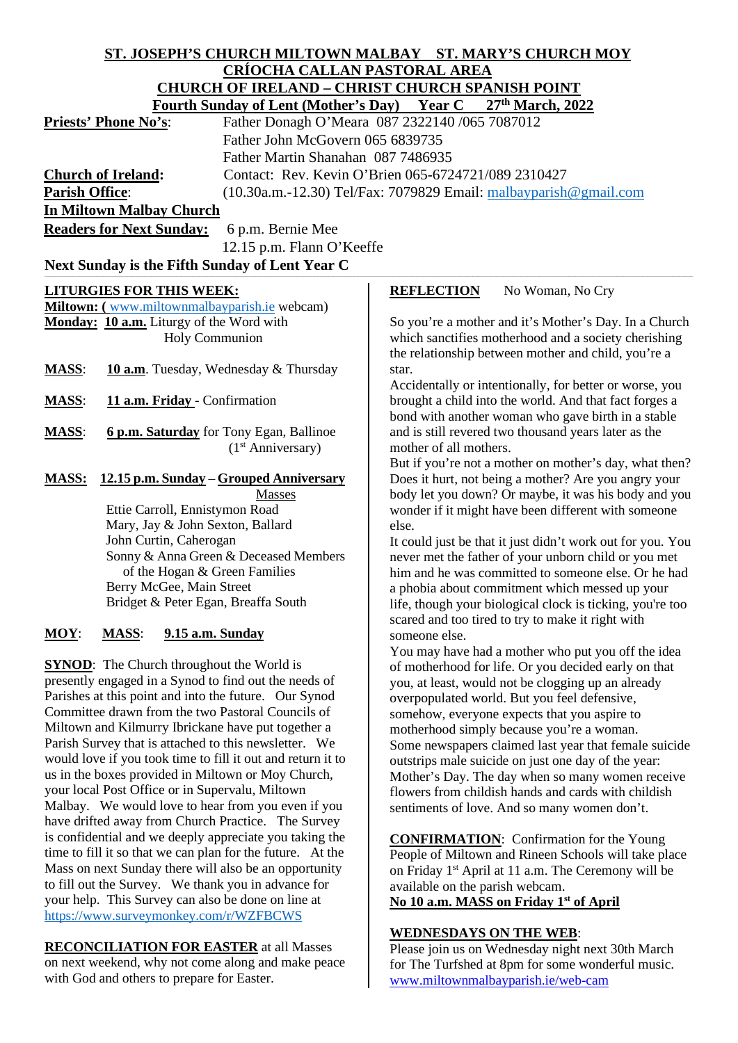**ST. JOSEPH'S CHURCH MILTOWN MALBAY ST. MARY'S CHURCH MOY**
**CRÍOCHA CALLAN PASTORAL AREA**
**CHURCH OF IRELAND – CHRIST CHURCH SPANISH POINT**
**Fourth Sunday of Lent (Mother's Day) Year C 27th March, 2022**

**Priests' Phone No's**: Father Donagh O'Meara 087 2322140 /065 7087012
Father John McGovern 065 6839735
Father Martin Shanahan 087 7486935

**Church of Ireland**: Contact: Rev. Kevin O'Brien 065-6724721/089 2310427

**Parish Office**: (10.30a.m.-12.30) Tel/Fax: 7079829 Email: malbayparish@gmail.com

**In Miltown Malbay Church**

**Readers for Next Sunday:** 6 p.m. Bernie Mee
12.15 p.m. Flann O'Keeffe

**Next Sunday is the Fifth Sunday of Lent Year C**

**LITURGIES FOR THIS WEEK:**

**Miltown: (** www.miltownmalbayparish.ie webcam)

**Monday: 10 a.m.** Liturgy of the Word with Holy Communion

**MASS**: **10 a.m**. Tuesday, Wednesday & Thursday

**MASS**: **11 a.m. Friday** - Confirmation

**MASS**: **6 p.m. Saturday** for Tony Egan, Ballinoe (1st Anniversary)

**MASS: 12.15 p.m. Sunday – Grouped Anniversary Masses**
Ettie Carroll, Ennistymon Road
Mary, Jay & John Sexton, Ballard
John Curtin, Caherogan
Sonny & Anna Green & Deceased Members of the Hogan & Green Families
Berry McGee, Main Street
Bridget & Peter Egan, Breaffa South

**MOY**: **MASS**: **9.15 a.m. Sunday**

**SYNOD**: The Church throughout the World is presently engaged in a Synod to find out the needs of Parishes at this point and into the future. Our Synod Committee drawn from the two Pastoral Councils of Miltown and Kilmurry Ibrickane have put together a Parish Survey that is attached to this newsletter. We would love if you took time to fill it out and return it to us in the boxes provided in Miltown or Moy Church, your local Post Office or in Supervalu, Miltown Malbay. We would love to hear from you even if you have drifted away from Church Practice. The Survey is confidential and we deeply appreciate you taking the time to fill it so that we can plan for the future. At the Mass on next Sunday there will also be an opportunity to fill out the Survey. We thank you in advance for your help. This Survey can also be done on line at https://www.surveymonkey.com/r/WZFBCWS

**RECONCILIATION FOR EASTER** at all Masses on next weekend, why not come along and make peace with God and others to prepare for Easter.

**REFLECTION** No Woman, No Cry

So you're a mother and it's Mother's Day. In a Church which sanctifies motherhood and a society cherishing the relationship between mother and child, you're a star.

Accidentally or intentionally, for better or worse, you brought a child into the world. And that fact forges a bond with another woman who gave birth in a stable and is still revered two thousand years later as the mother of all mothers.

But if you're not a mother on mother's day, what then? Does it hurt, not being a mother? Are you angry your body let you down? Or maybe, it was his body and you wonder if it might have been different with someone else.

It could just be that it just didn't work out for you. You never met the father of your unborn child or you met him and he was committed to someone else. Or he had a phobia about commitment which messed up your life, though your biological clock is ticking, you're too scared and too tired to try to make it right with someone else.

You may have had a mother who put you off the idea of motherhood for life. Or you decided early on that you, at least, would not be clogging up an already overpopulated world. But you feel defensive, somehow, everyone expects that you aspire to motherhood simply because you're a woman.

Some newspapers claimed last year that female suicide outstrips male suicide on just one day of the year: Mother's Day. The day when so many women receive flowers from childish hands and cards with childish sentiments of love. And so many women don't.

**CONFIRMATION**: Confirmation for the Young People of Miltown and Rineen Schools will take place on Friday 1st April at 11 a.m. The Ceremony will be available on the parish webcam.

**No 10 a.m. MASS on Friday 1st of April**

**WEDNESDAYS ON THE WEB**:

Please join us on Wednesday night next 30th March for The Turfshed at 8pm for some wonderful music.
www.miltownmalbayparish.ie/web-cam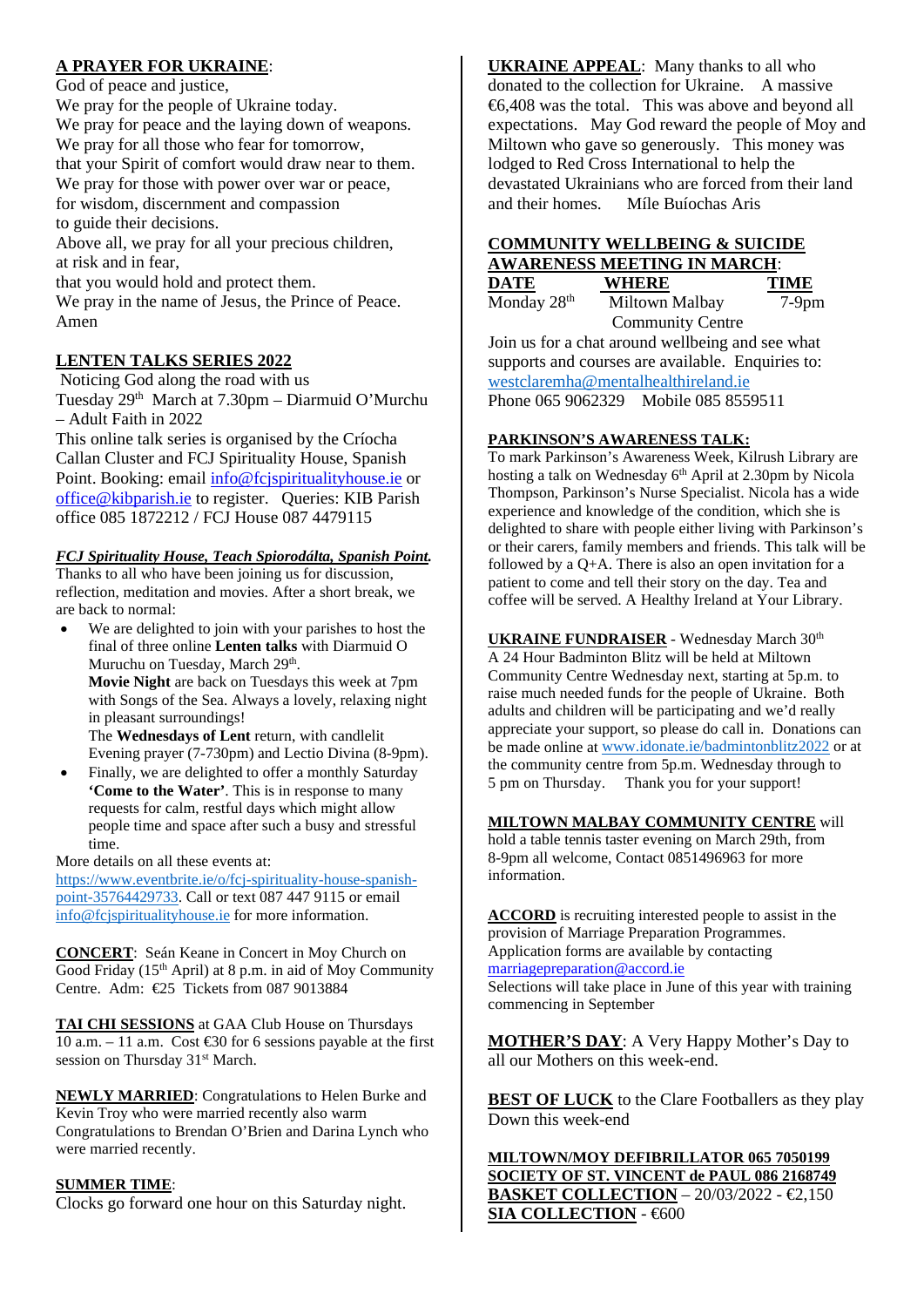**A PRAYER FOR UKRAINE**:

God of peace and justice,
We pray for the people of Ukraine today.
We pray for peace and the laying down of weapons.
We pray for all those who fear for tomorrow,
that your Spirit of comfort would draw near to them.
We pray for those with power over war or peace,
for wisdom, discernment and compassion
to guide their decisions.
Above all, we pray for all your precious children,
at risk and in fear,
that you would hold and protect them.
We pray in the name of Jesus, the Prince of Peace.
Amen

**LENTEN TALKS SERIES 2022**

Noticing God along the road with us
Tuesday 29th March at 7.30pm – Diarmuid O'Murchu – Adult Faith in 2022
This online talk series is organised by the Críocha Callan Cluster and FCJ Spirituality House, Spanish Point. Booking: email info@fcjspiritualityhouse.ie or office@kibparish.ie to register. Queries: KIB Parish office 085 1872212 / FCJ House 087 4479115

***FCJ Spirituality House, Teach Spioradálta, Spanish Point.***

Thanks to all who have been joining us for discussion, reflection, meditation and movies. After a short break, we are back to normal:

- We are delighted to join with your parishes to host the final of three online **Lenten talks** with Diarmuid O Muruchu on Tuesday, March 29th.
  **Movie Night** are back on Tuesdays this week at 7pm with Songs of the Sea. Always a lovely, relaxing night in pleasant surroundings!
  The **Wednesdays of Lent** return, with candlelit Evening prayer (7-730pm) and Lectio Divina (8-9pm).
- Finally, we are delighted to offer a monthly Saturday **'Come to the Water'**. This is in response to many requests for calm, restful days which might allow people time and space after such a busy and stressful time.

More details on all these events at: https://www.eventbrite.ie/o/fcj-spirituality-house-spanish-point-35764429733. Call or text 087 447 9115 or email info@fcjspiritualityhouse.ie for more information.

**CONCERT**: Seán Keane in Concert in Moy Church on Good Friday (15th April) at 8 p.m. in aid of Moy Community Centre. Adm: €25 Tickets from 087 9013884

**TAI CHI SESSIONS** at GAA Club House on Thursdays 10 a.m. – 11 a.m. Cost €30 for 6 sessions payable at the first session on Thursday 31st March.

**NEWLY MARRIED**: Congratulations to Helen Burke and Kevin Troy who were married recently also warm Congratulations to Brendan O'Brien and Darina Lynch who were married recently.

**SUMMER TIME**:
Clocks go forward one hour on this Saturday night.

**UKRAINE APPEAL**: Many thanks to all who donated to the collection for Ukraine. A massive €6,408 was the total. This was above and beyond all expectations. May God reward the people of Moy and Miltown who gave so generously. This money was lodged to Red Cross International to help the devastated Ukrainians who are forced from their land and their homes. Míle Buíochas Aris

**COMMUNITY WELLBEING & SUICIDE AWARENESS MEETING IN MARCH**:

| DATE | WHERE | TIME |
|---|---|---|
| Monday 28th | Miltown Malbay Community Centre | 7-9pm |

Join us for a chat around wellbeing and see what supports and courses are available. Enquiries to: westclaremha@mentalhealthireland.ie
Phone 065 9062329 Mobile 085 8559511

**PARKINSON'S AWARENESS TALK:**

To mark Parkinson's Awareness Week, Kilrush Library are hosting a talk on Wednesday 6th April at 2.30pm by Nicola Thompson, Parkinson's Nurse Specialist. Nicola has a wide experience and knowledge of the condition, which she is delighted to share with people either living with Parkinson's or their carers, family members and friends. This talk will be followed by a Q+A. There is also an open invitation for a patient to come and tell their story on the day. Tea and coffee will be served. A Healthy Ireland at Your Library.

**UKRAINE FUNDRAISER** - Wednesday March 30th

A 24 Hour Badminton Blitz will be held at Miltown Community Centre Wednesday next, starting at 5p.m. to raise much needed funds for the people of Ukraine. Both adults and children will be participating and we'd really appreciate your support, so please do call in. Donations can be made online at www.idonate.ie/badmintonblitz2022 or at the community centre from 5p.m. Wednesday through to 5 pm on Thursday. Thank you for your support!

**MILTOWN MALBAY COMMUNITY CENTRE** will hold a table tennis taster evening on March 29th, from 8-9pm all welcome, Contact 0851496963 for more information.

**ACCORD** is recruiting interested people to assist in the provision of Marriage Preparation Programmes. Application forms are available by contacting marriagepreparation@accord.ie
Selections will take place in June of this year with training commencing in September

**MOTHER'S DAY**: A Very Happy Mother's Day to all our Mothers on this week-end.

**BEST OF LUCK** to the Clare Footballers as they play Down this week-end

**MILTOWN/MOY DEFIBRILLATOR 065 7050199**
**SOCIETY OF ST. VINCENT de PAUL 086 2168749**
**BASKET COLLECTION** – 20/03/2022 - €2,150
**SIA COLLECTION** - €600